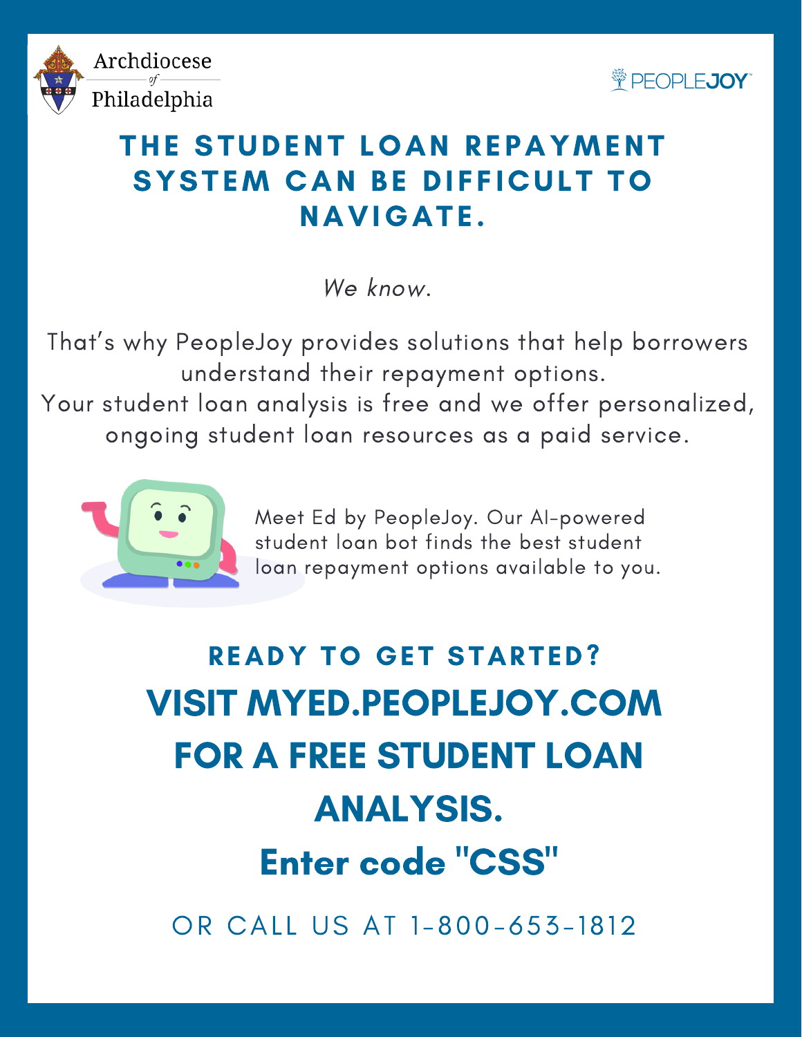Archdiocese of Philadelphia

PEOPLEJOY

# THE STUDENT LOAN REPAYMENT SYSTEM CAN BE DIFFICULT TO NAVIGATE.

*We know.*

That's why PeopleJoy provides solutions that help borrowers understand their repayment options.
Your student loan analysis is free and we offer personalized, ongoing student loan resources as a paid service.

Meet Ed by PeopleJoy. Our AI-powered student loan bot finds the best student loan repayment options available to you.

## READY TO GET STARTED?

# VISIT MYED.PEOPLEJOY.COM FOR A FREE STUDENT LOAN ANALYSIS.

# Enter code "CSS"

OR CALL US AT 1-800-653-1812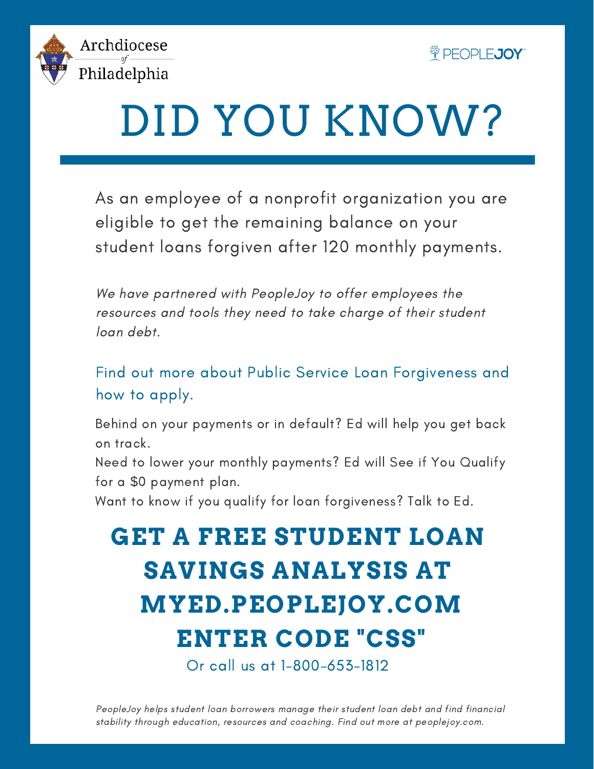Archdiocese *of* Philadelphia

PEOPLEJOY

# DID YOU KNOW?

As an employee of a nonprofit organization you are eligible to get the remaining balance on your student loans forgiven after 120 monthly payments.

*We have partnered with PeopleJoy to offer employees the resources and tools they need to take charge of their student loan debt.*

Find out more about Public Service Loan Forgiveness and how to apply.

Behind on your payments or in default? Ed will help you get back on track.
Need to lower your monthly payments? Ed will See if You Qualify for a $0 payment plan.
Want to know if you qualify for loan forgiveness? Talk to Ed.

## GET A FREE STUDENT LOAN SAVINGS ANALYSIS AT MYED.PEOPLEJOY.COM ENTER CODE "CSS"

Or call us at 1-800-653-1812

*PeopleJoy helps student loan borrowers manage their student loan debt and find financial stability through education, resources and coaching. Find out more at peoplejoy.com.*